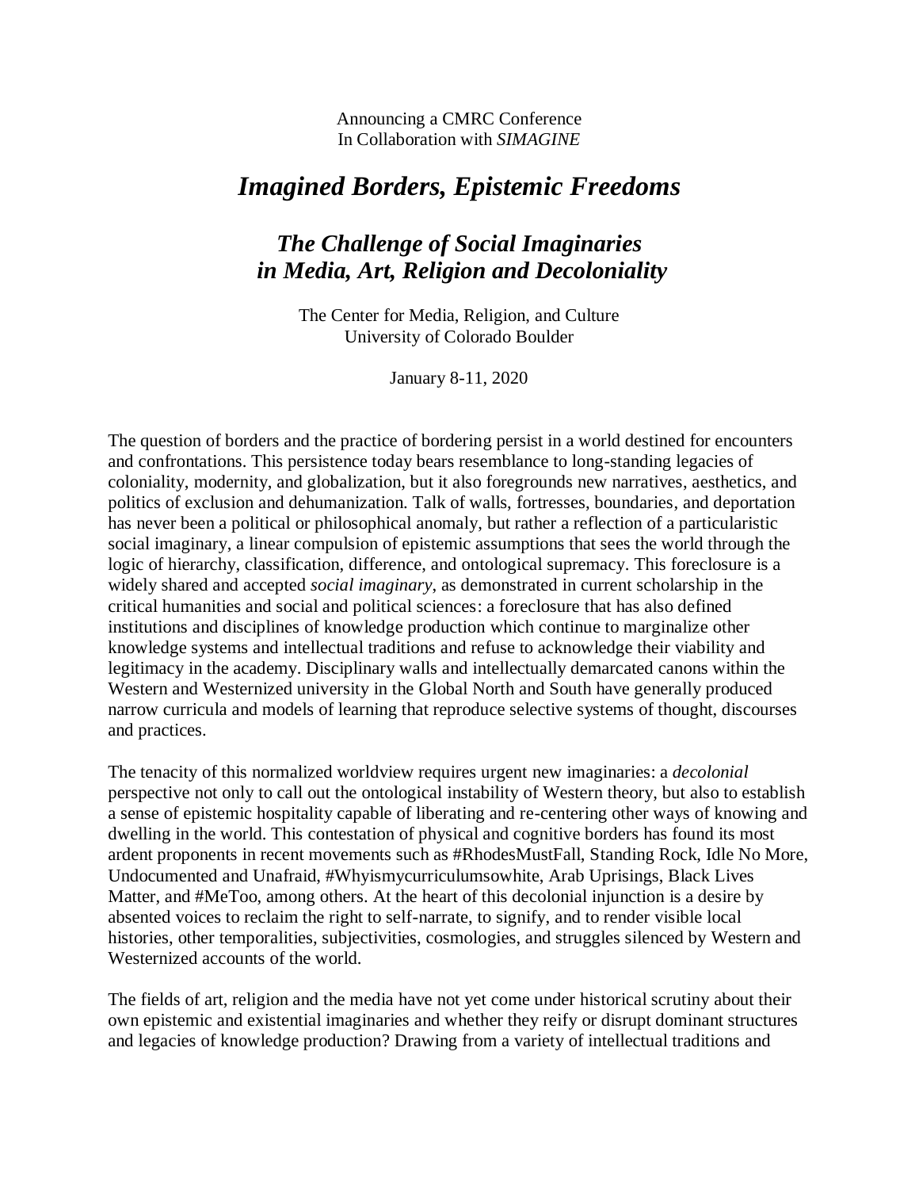Announcing a CMRC Conference
In Collaboration with *SIMAGINE*

# *Imagined Borders, Epistemic Freedoms*

## *The Challenge of Social Imaginaries in Media, Art, Religion and Decoloniality*

The Center for Media, Religion, and Culture
University of Colorado Boulder

January 8-11, 2020

The question of borders and the practice of bordering persist in a world destined for encounters and confrontations. This persistence today bears resemblance to long-standing legacies of coloniality, modernity, and globalization, but it also foregrounds new narratives, aesthetics, and politics of exclusion and dehumanization. Talk of walls, fortresses, boundaries, and deportation has never been a political or philosophical anomaly, but rather a reflection of a particularistic social imaginary, a linear compulsion of epistemic assumptions that sees the world through the logic of hierarchy, classification, difference, and ontological supremacy. This foreclosure is a widely shared and accepted *social imaginary*, as demonstrated in current scholarship in the critical humanities and social and political sciences: a foreclosure that has also defined institutions and disciplines of knowledge production which continue to marginalize other knowledge systems and intellectual traditions and refuse to acknowledge their viability and legitimacy in the academy. Disciplinary walls and intellectually demarcated canons within the Western and Westernized university in the Global North and South have generally produced narrow curricula and models of learning that reproduce selective systems of thought, discourses and practices.

The tenacity of this normalized worldview requires urgent new imaginaries: a *decolonial* perspective not only to call out the ontological instability of Western theory, but also to establish a sense of epistemic hospitality capable of liberating and re-centering other ways of knowing and dwelling in the world. This contestation of physical and cognitive borders has found its most ardent proponents in recent movements such as #RhodesMustFall, Standing Rock, Idle No More, Undocumented and Unafraid, #Whyismycurriculumsowhite, Arab Uprisings, Black Lives Matter, and #MeToo, among others. At the heart of this decolonial injunction is a desire by absented voices to reclaim the right to self-narrate, to signify, and to render visible local histories, other temporalities, subjectivities, cosmologies, and struggles silenced by Western and Westernized accounts of the world.

The fields of art, religion and the media have not yet come under historical scrutiny about their own epistemic and existential imaginaries and whether they reify or disrupt dominant structures and legacies of knowledge production? Drawing from a variety of intellectual traditions and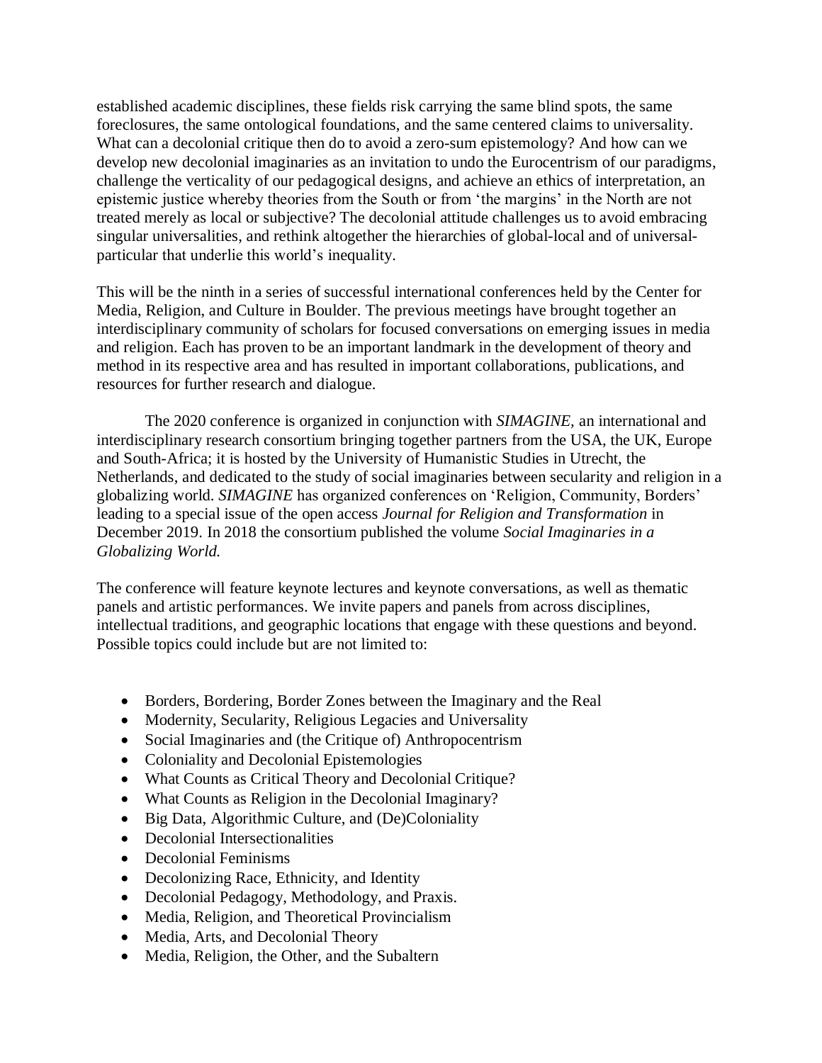established academic disciplines, these fields risk carrying the same blind spots, the same foreclosures, the same ontological foundations, and the same centered claims to universality. What can a decolonial critique then do to avoid a zero-sum epistemology? And how can we develop new decolonial imaginaries as an invitation to undo the Eurocentrism of our paradigms, challenge the verticality of our pedagogical designs, and achieve an ethics of interpretation, an epistemic justice whereby theories from the South or from 'the margins' in the North are not treated merely as local or subjective? The decolonial attitude challenges us to avoid embracing singular universalities, and rethink altogether the hierarchies of global-local and of universal-particular that underlie this world's inequality.

This will be the ninth in a series of successful international conferences held by the Center for Media, Religion, and Culture in Boulder. The previous meetings have brought together an interdisciplinary community of scholars for focused conversations on emerging issues in media and religion. Each has proven to be an important landmark in the development of theory and method in its respective area and has resulted in important collaborations, publications, and resources for further research and dialogue.

The 2020 conference is organized in conjunction with *SIMAGINE*, an international and interdisciplinary research consortium bringing together partners from the USA, the UK, Europe and South-Africa; it is hosted by the University of Humanistic Studies in Utrecht, the Netherlands, and dedicated to the study of social imaginaries between secularity and religion in a globalizing world. *SIMAGINE* has organized conferences on 'Religion, Community, Borders' leading to a special issue of the open access *Journal for Religion and Transformation* in December 2019. In 2018 the consortium published the volume *Social Imaginaries in a Globalizing World.*

The conference will feature keynote lectures and keynote conversations, as well as thematic panels and artistic performances. We invite papers and panels from across disciplines, intellectual traditions, and geographic locations that engage with these questions and beyond. Possible topics could include but are not limited to:

- Borders, Bordering, Border Zones between the Imaginary and the Real
- Modernity, Secularity, Religious Legacies and Universality
- Social Imaginaries and (the Critique of) Anthropocentrism
- Coloniality and Decolonial Epistemologies
- What Counts as Critical Theory and Decolonial Critique?
- What Counts as Religion in the Decolonial Imaginary?
- Big Data, Algorithmic Culture, and (De)Coloniality
- Decolonial Intersectionalities
- Decolonial Feminisms
- Decolonizing Race, Ethnicity, and Identity
- Decolonial Pedagogy, Methodology, and Praxis.
- Media, Religion, and Theoretical Provincialism
- Media, Arts, and Decolonial Theory
- Media, Religion, the Other, and the Subaltern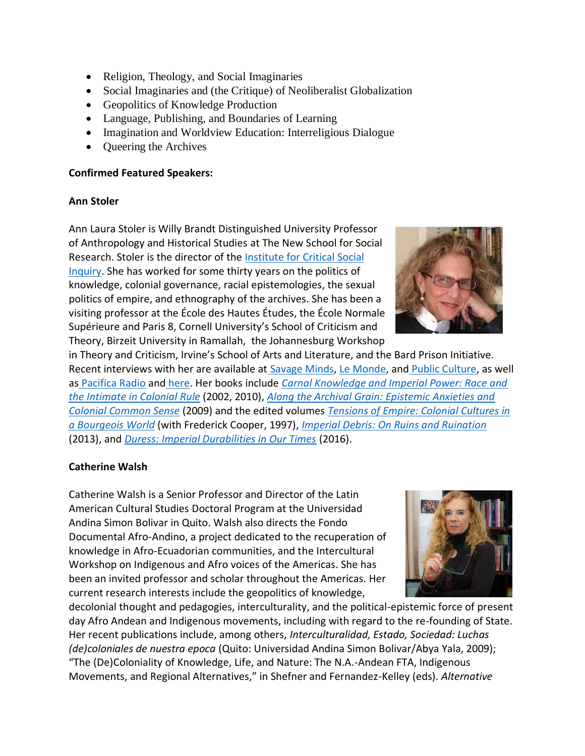- Religion, Theology, and Social Imaginaries
- Social Imaginaries and (the Critique) of Neoliberalist Globalization
- Geopolitics of Knowledge Production
- Language, Publishing, and Boundaries of Learning
- Imagination and Worldview Education: Interreligious Dialogue
- Queering the Archives

**Confirmed Featured Speakers:**

**Ann Stoler**

Ann Laura Stoler is Willy Brandt Distinguished University Professor of Anthropology and Historical Studies at The New School for Social Research. Stoler is the director of the Institute for Critical Social Inquiry. She has worked for some thirty years on the politics of knowledge, colonial governance, racial epistemologies, the sexual politics of empire, and ethnography of the archives. She has been a visiting professor at the École des Hautes Études, the École Normale Supérieure and Paris 8, Cornell University's School of Criticism and Theory, Birzeit University in Ramallah, the Johannesburg Workshop in Theory and Criticism, Irvine's School of Arts and Literature, and the Bard Prison Initiative. Recent interviews with her are available at Savage Minds, Le Monde, and Public Culture, as well as Pacifica Radio and here. Her books include *Carnal Knowledge and Imperial Power: Race and the Intimate in Colonial Rule* (2002, 2010), *Along the Archival Grain: Epistemic Anxieties and Colonial Common Sense* (2009) and the edited volumes *Tensions of Empire: Colonial Cultures in a Bourgeois World* (with Frederick Cooper, 1997), *Imperial Debris: On Ruins and Ruination* (2013), and *Duress: Imperial Durabilities in Our Times* (2016).

**Catherine Walsh**

Catherine Walsh is a Senior Professor and Director of the Latin American Cultural Studies Doctoral Program at the Universidad Andina Simon Bolivar in Quito. Walsh also directs the Fondo Documental Afro-Andino, a project dedicated to the recuperation of knowledge in Afro-Ecuadorian communities, and the Intercultural Workshop on Indigenous and Afro voices of the Americas. She has been an invited professor and scholar throughout the Americas. Her current research interests include the geopolitics of knowledge, decolonial thought and pedagogies, interculturality, and the political-epistemic force of present day Afro Andean and Indigenous movements, including with regard to the re-founding of State. Her recent publications include, among others, *Interculturalidad, Estado, Sociedad: Luchas (de)coloniales de nuestra epoca* (Quito: Universidad Andina Simon Bolivar/Abya Yala, 2009); "The (De)Coloniality of Knowledge, Life, and Nature: The N.A.-Andean FTA, Indigenous Movements, and Regional Alternatives," in Shefner and Fernandez-Kelley (eds). *Alternative*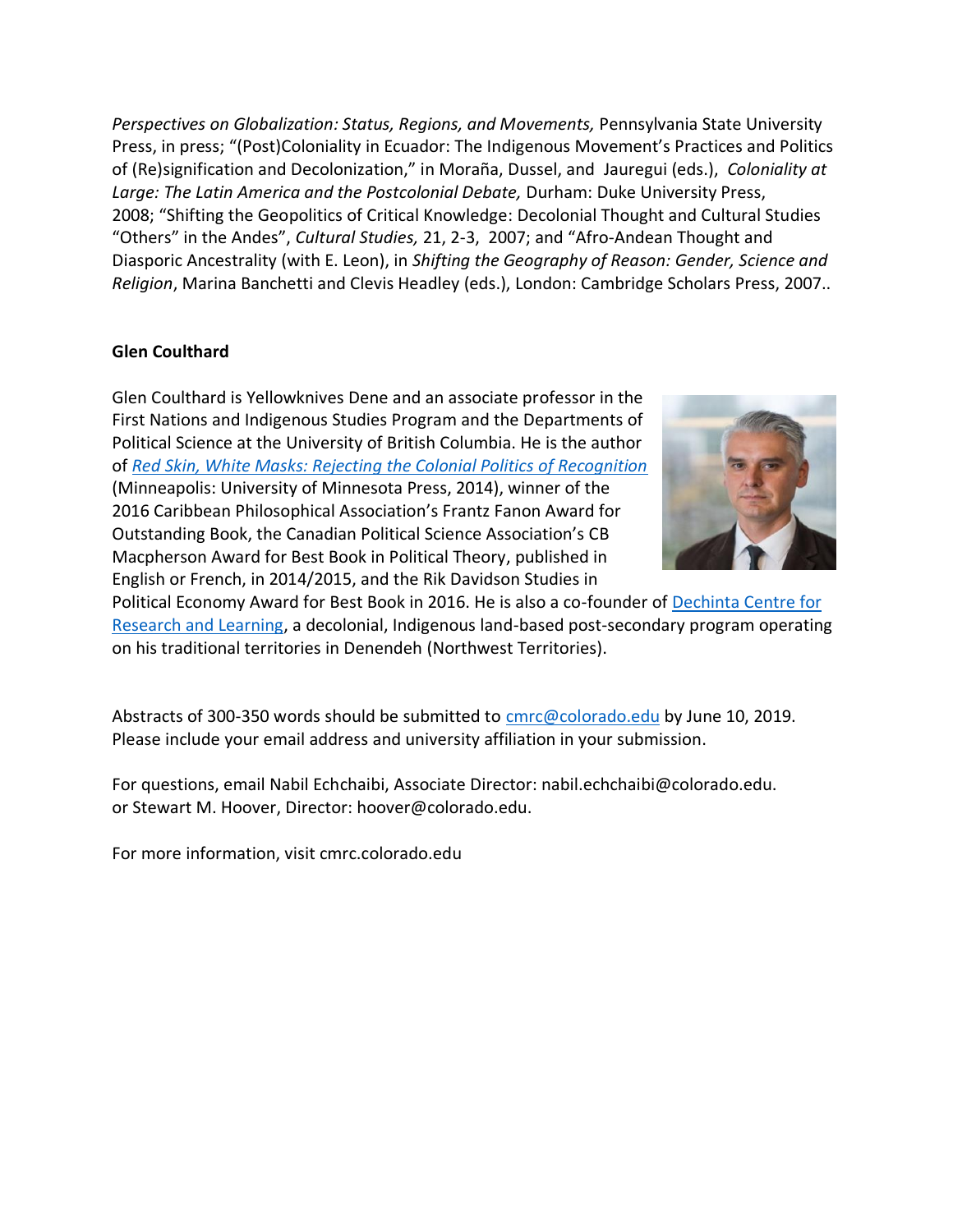*Perspectives on Globalization: Status, Regions, and Movements,* Pennsylvania State University Press, in press; "(Post)Coloniality in Ecuador: The Indigenous Movement's Practices and Politics of (Re)signification and Decolonization," in Moraña, Dussel, and Jauregui (eds.), *Coloniality at Large: The Latin America and the Postcolonial Debate,* Durham: Duke University Press, 2008; "Shifting the Geopolitics of Critical Knowledge: Decolonial Thought and Cultural Studies "Others" in the Andes", *Cultural Studies,* 21, 2-3, 2007; and "Afro-Andean Thought and Diasporic Ancestrality (with E. Leon), in *Shifting the Geography of Reason: Gender, Science and Religion*, Marina Banchetti and Clevis Headley (eds.), London: Cambridge Scholars Press, 2007..

**Glen Coulthard**

Glen Coulthard is Yellowknives Dene and an associate professor in the First Nations and Indigenous Studies Program and the Departments of Political Science at the University of British Columbia. He is the author of *Red Skin, White Masks: Rejecting the Colonial Politics of Recognition* (Minneapolis: University of Minnesota Press, 2014), winner of the 2016 Caribbean Philosophical Association's Frantz Fanon Award for Outstanding Book, the Canadian Political Science Association's CB Macpherson Award for Best Book in Political Theory, published in English or French, in 2014/2015, and the Rik Davidson Studies in Political Economy Award for Best Book in 2016. He is also a co-founder of Dechinta Centre for Research and Learning, a decolonial, Indigenous land-based post-secondary program operating on his traditional territories in Denendeh (Northwest Territories).

Abstracts of 300-350 words should be submitted to cmrc@colorado.edu by June 10, 2019. Please include your email address and university affiliation in your submission.

For questions, email Nabil Echchaibi, Associate Director: nabil.echchaibi@colorado.edu. or Stewart M. Hoover, Director: hoover@colorado.edu.

For more information, visit cmrc.colorado.edu